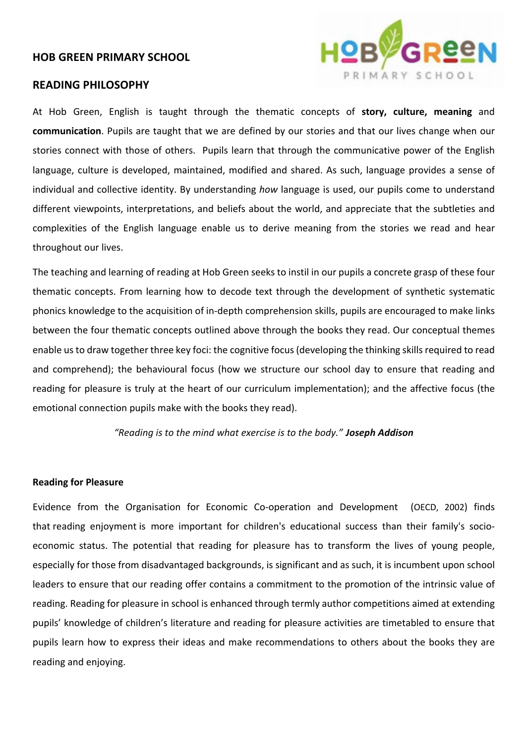# HOB GREEN PRIMARY SCHOOL

## READING PHILOSOPHY

At Hob Green, English is taught through the thematic concepts of **story, culture, meaning** and **communication**. Pupils are taught that we are defined by our stories and that our lives change when our stories connect with those of others. Pupils learn that through the communicative power of the English language, culture is developed, maintained, modified and shared. As such, language provides a sense of individual and collective identity. By understanding *how* language is used, our pupils come to understand different viewpoints, interpretations, and beliefs about the world, and appreciate that the subtleties and complexities of the English language enable us to derive meaning from the stories we read and hear throughout our lives.

The teaching and learning of reading at Hob Green seeks to instil in our pupils a concrete grasp of these four thematic concepts. From learning how to decode text through the development of synthetic systematic phonics knowledge to the acquisition of in-depth comprehension skills, pupils are encouraged to make links between the four thematic concepts outlined above through the books they read. Our conceptual themes enable us to draw together three key foci: the cognitive focus (developing the thinking skills required to read and comprehend); the behavioural focus (how we structure our school day to ensure that reading and reading for pleasure is truly at the heart of our curriculum implementation); and the affective focus (the emotional connection pupils make with the books they read).

*"Reading is to the mind what exercise is to the body."* ***Joseph Addison***

### Reading for Pleasure

Evidence from the Organisation for Economic Co-operation and Development (OECD, 2002) finds that reading enjoyment is more important for children's educational success than their family's socio-economic status. The potential that reading for pleasure has to transform the lives of young people, especially for those from disadvantaged backgrounds, is significant and as such, it is incumbent upon school leaders to ensure that our reading offer contains a commitment to the promotion of the intrinsic value of reading. Reading for pleasure in school is enhanced through termly author competitions aimed at extending pupils' knowledge of children's literature and reading for pleasure activities are timetabled to ensure that pupils learn how to express their ideas and make recommendations to others about the books they are reading and enjoying.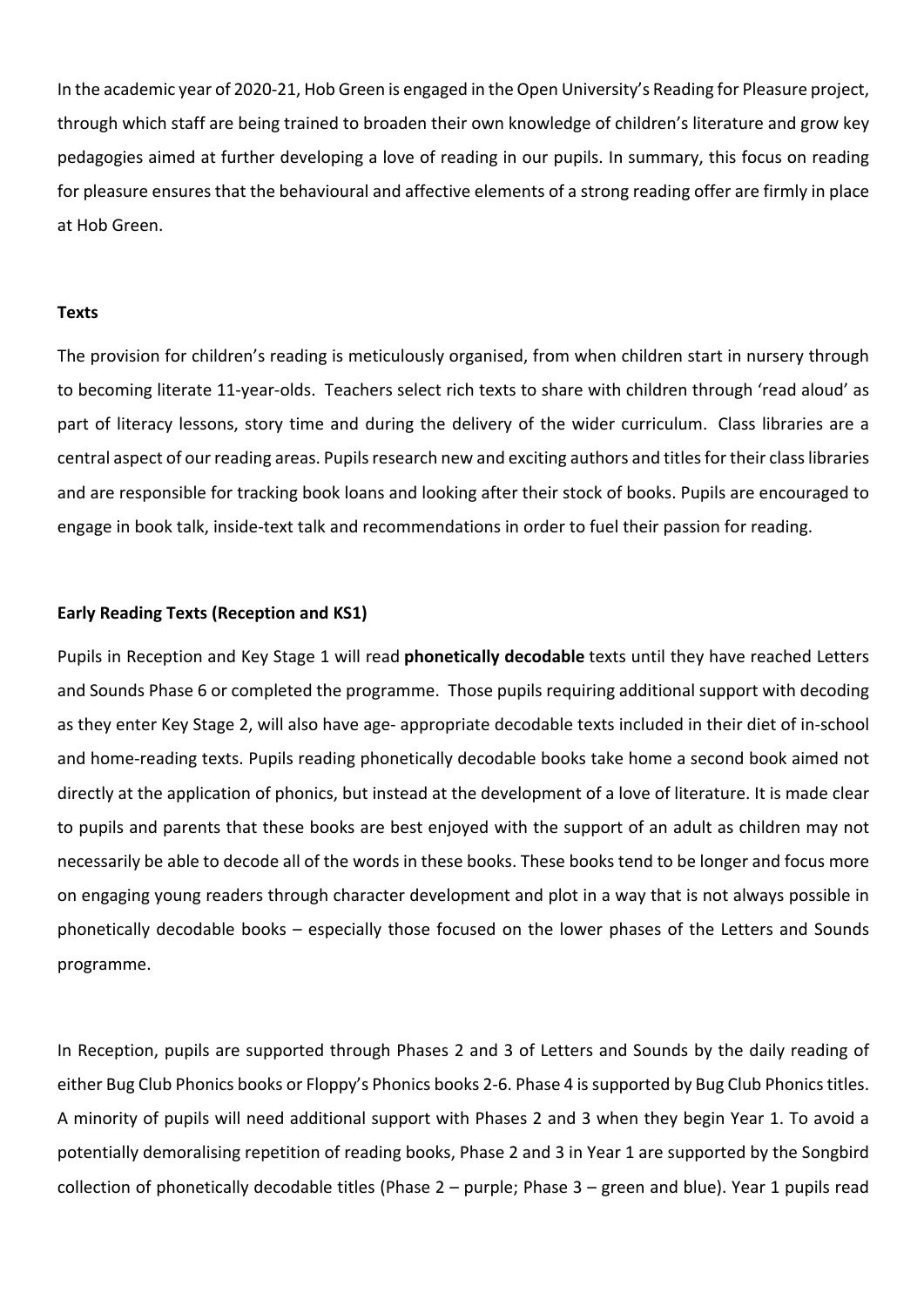In the academic year of 2020-21, Hob Green is engaged in the Open University's Reading for Pleasure project, through which staff are being trained to broaden their own knowledge of children's literature and grow key pedagogies aimed at further developing a love of reading in our pupils. In summary, this focus on reading for pleasure ensures that the behavioural and affective elements of a strong reading offer are firmly in place at Hob Green.

**Texts**

The provision for children's reading is meticulously organised, from when children start in nursery through to becoming literate 11-year-olds. Teachers select rich texts to share with children through 'read aloud' as part of literacy lessons, story time and during the delivery of the wider curriculum. Class libraries are a central aspect of our reading areas. Pupils research new and exciting authors and titles for their class libraries and are responsible for tracking book loans and looking after their stock of books. Pupils are encouraged to engage in book talk, inside-text talk and recommendations in order to fuel their passion for reading.

**Early Reading Texts (Reception and KS1)**

Pupils in Reception and Key Stage 1 will read **phonetically decodable** texts until they have reached Letters and Sounds Phase 6 or completed the programme. Those pupils requiring additional support with decoding as they enter Key Stage 2, will also have age- appropriate decodable texts included in their diet of in-school and home-reading texts. Pupils reading phonetically decodable books take home a second book aimed not directly at the application of phonics, but instead at the development of a love of literature. It is made clear to pupils and parents that these books are best enjoyed with the support of an adult as children may not necessarily be able to decode all of the words in these books. These books tend to be longer and focus more on engaging young readers through character development and plot in a way that is not always possible in phonetically decodable books – especially those focused on the lower phases of the Letters and Sounds programme.

In Reception, pupils are supported through Phases 2 and 3 of Letters and Sounds by the daily reading of either Bug Club Phonics books or Floppy's Phonics books 2-6. Phase 4 is supported by Bug Club Phonics titles. A minority of pupils will need additional support with Phases 2 and 3 when they begin Year 1. To avoid a potentially demoralising repetition of reading books, Phase 2 and 3 in Year 1 are supported by the Songbird collection of phonetically decodable titles (Phase 2 – purple; Phase 3 – green and blue). Year 1 pupils read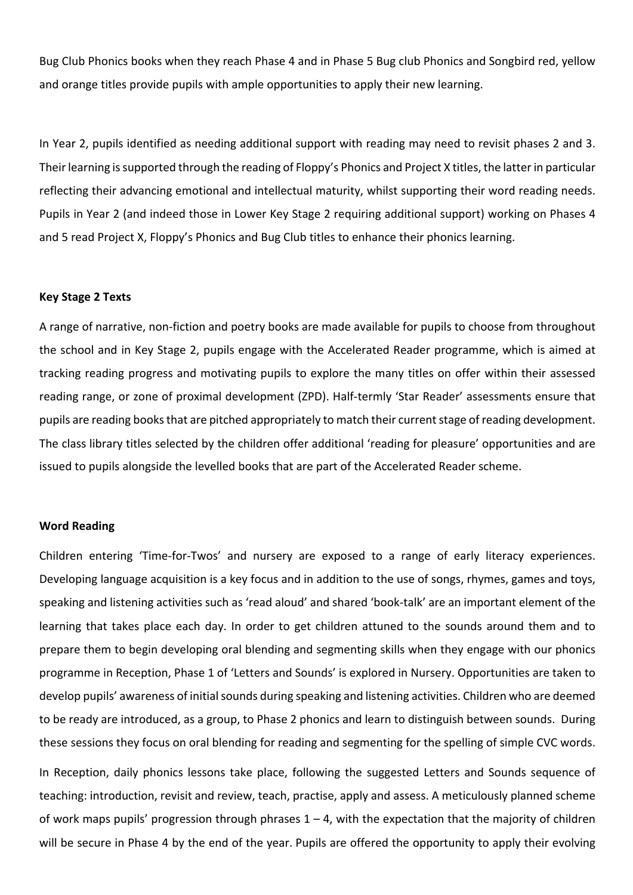Bug Club Phonics books when they reach Phase 4 and in Phase 5 Bug club Phonics and Songbird red, yellow and orange titles provide pupils with ample opportunities to apply their new learning.

In Year 2, pupils identified as needing additional support with reading may need to revisit phases 2 and 3. Their learning is supported through the reading of Floppy's Phonics and Project X titles, the latter in particular reflecting their advancing emotional and intellectual maturity, whilst supporting their word reading needs. Pupils in Year 2 (and indeed those in Lower Key Stage 2 requiring additional support) working on Phases 4 and 5 read Project X, Floppy's Phonics and Bug Club titles to enhance their phonics learning.

**Key Stage 2 Texts**

A range of narrative, non-fiction and poetry books are made available for pupils to choose from throughout the school and in Key Stage 2, pupils engage with the Accelerated Reader programme, which is aimed at tracking reading progress and motivating pupils to explore the many titles on offer within their assessed reading range, or zone of proximal development (ZPD). Half-termly 'Star Reader' assessments ensure that pupils are reading books that are pitched appropriately to match their current stage of reading development. The class library titles selected by the children offer additional 'reading for pleasure' opportunities and are issued to pupils alongside the levelled books that are part of the Accelerated Reader scheme.

**Word Reading**

Children entering 'Time-for-Twos' and nursery are exposed to a range of early literacy experiences. Developing language acquisition is a key focus and in addition to the use of songs, rhymes, games and toys, speaking and listening activities such as 'read aloud' and shared 'book-talk' are an important element of the learning that takes place each day. In order to get children attuned to the sounds around them and to prepare them to begin developing oral blending and segmenting skills when they engage with our phonics programme in Reception, Phase 1 of 'Letters and Sounds' is explored in Nursery. Opportunities are taken to develop pupils' awareness of initial sounds during speaking and listening activities. Children who are deemed to be ready are introduced, as a group, to Phase 2 phonics and learn to distinguish between sounds. During these sessions they focus on oral blending for reading and segmenting for the spelling of simple CVC words.

In Reception, daily phonics lessons take place, following the suggested Letters and Sounds sequence of teaching: introduction, revisit and review, teach, practise, apply and assess. A meticulously planned scheme of work maps pupils' progression through phrases 1 – 4, with the expectation that the majority of children will be secure in Phase 4 by the end of the year. Pupils are offered the opportunity to apply their evolving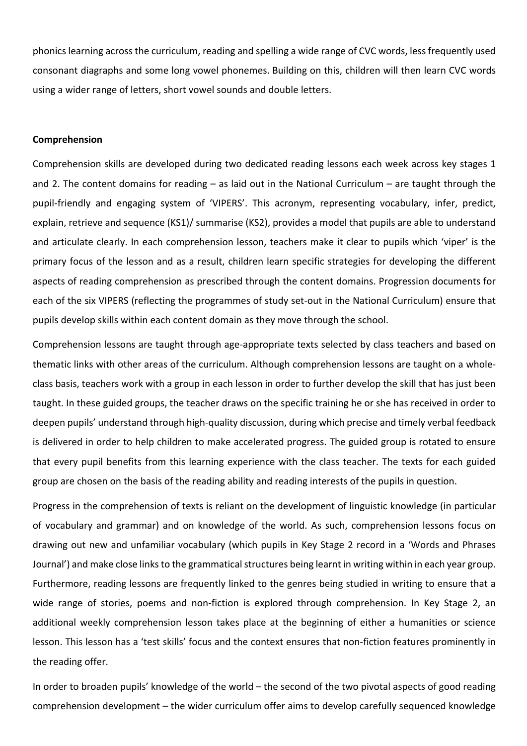phonics learning across the curriculum, reading and spelling a wide range of CVC words, less frequently used consonant diagraphs and some long vowel phonemes. Building on this, children will then learn CVC words using a wider range of letters, short vowel sounds and double letters.

**Comprehension**

Comprehension skills are developed during two dedicated reading lessons each week across key stages 1 and 2. The content domains for reading – as laid out in the National Curriculum – are taught through the pupil-friendly and engaging system of 'VIPERS'. This acronym, representing vocabulary, infer, predict, explain, retrieve and sequence (KS1)/ summarise (KS2), provides a model that pupils are able to understand and articulate clearly. In each comprehension lesson, teachers make it clear to pupils which 'viper' is the primary focus of the lesson and as a result, children learn specific strategies for developing the different aspects of reading comprehension as prescribed through the content domains. Progression documents for each of the six VIPERS (reflecting the programmes of study set-out in the National Curriculum) ensure that pupils develop skills within each content domain as they move through the school.

Comprehension lessons are taught through age-appropriate texts selected by class teachers and based on thematic links with other areas of the curriculum. Although comprehension lessons are taught on a whole-class basis, teachers work with a group in each lesson in order to further develop the skill that has just been taught. In these guided groups, the teacher draws on the specific training he or she has received in order to deepen pupils' understand through high-quality discussion, during which precise and timely verbal feedback is delivered in order to help children to make accelerated progress. The guided group is rotated to ensure that every pupil benefits from this learning experience with the class teacher. The texts for each guided group are chosen on the basis of the reading ability and reading interests of the pupils in question.

Progress in the comprehension of texts is reliant on the development of linguistic knowledge (in particular of vocabulary and grammar) and on knowledge of the world. As such, comprehension lessons focus on drawing out new and unfamiliar vocabulary (which pupils in Key Stage 2 record in a 'Words and Phrases Journal') and make close links to the grammatical structures being learnt in writing within in each year group. Furthermore, reading lessons are frequently linked to the genres being studied in writing to ensure that a wide range of stories, poems and non-fiction is explored through comprehension. In Key Stage 2, an additional weekly comprehension lesson takes place at the beginning of either a humanities or science lesson. This lesson has a 'test skills' focus and the context ensures that non-fiction features prominently in the reading offer.

In order to broaden pupils' knowledge of the world – the second of the two pivotal aspects of good reading comprehension development – the wider curriculum offer aims to develop carefully sequenced knowledge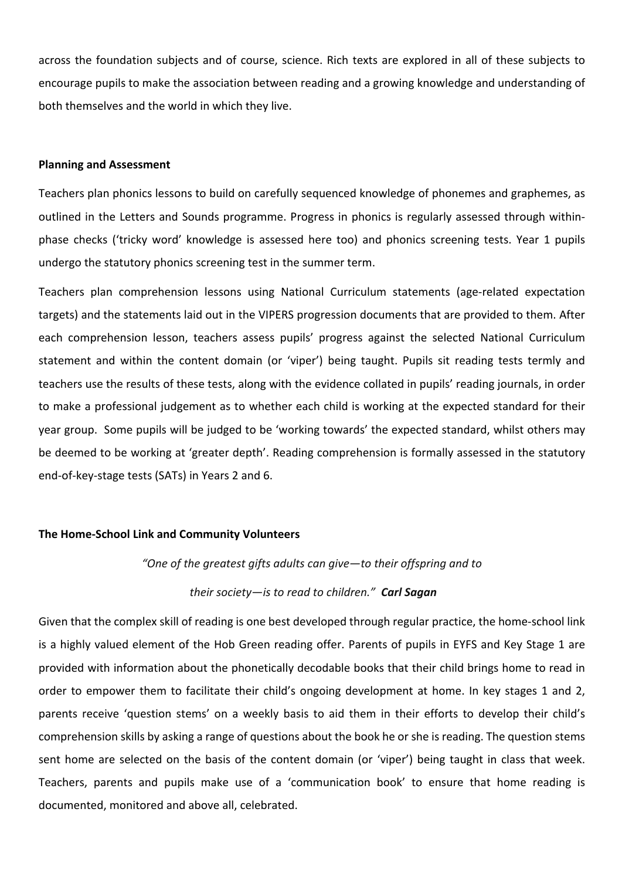across the foundation subjects and of course, science. Rich texts are explored in all of these subjects to encourage pupils to make the association between reading and a growing knowledge and understanding of both themselves and the world in which they live.

**Planning and Assessment**

Teachers plan phonics lessons to build on carefully sequenced knowledge of phonemes and graphemes, as outlined in the Letters and Sounds programme. Progress in phonics is regularly assessed through within-phase checks ('tricky word' knowledge is assessed here too) and phonics screening tests. Year 1 pupils undergo the statutory phonics screening test in the summer term.

Teachers plan comprehension lessons using National Curriculum statements (age-related expectation targets) and the statements laid out in the VIPERS progression documents that are provided to them. After each comprehension lesson, teachers assess pupils' progress against the selected National Curriculum statement and within the content domain (or 'viper') being taught. Pupils sit reading tests termly and teachers use the results of these tests, along with the evidence collated in pupils' reading journals, in order to make a professional judgement as to whether each child is working at the expected standard for their year group. Some pupils will be judged to be 'working towards' the expected standard, whilst others may be deemed to be working at 'greater depth'. Reading comprehension is formally assessed in the statutory end-of-key-stage tests (SATs) in Years 2 and 6.

**The Home-School Link and Community Volunteers**

*"One of the greatest gifts adults can give—to their offspring and to their society—is to read to children."* ***Carl Sagan***

Given that the complex skill of reading is one best developed through regular practice, the home-school link is a highly valued element of the Hob Green reading offer. Parents of pupils in EYFS and Key Stage 1 are provided with information about the phonetically decodable books that their child brings home to read in order to empower them to facilitate their child's ongoing development at home. In key stages 1 and 2, parents receive 'question stems' on a weekly basis to aid them in their efforts to develop their child's comprehension skills by asking a range of questions about the book he or she is reading. The question stems sent home are selected on the basis of the content domain (or 'viper') being taught in class that week. Teachers, parents and pupils make use of a 'communication book' to ensure that home reading is documented, monitored and above all, celebrated.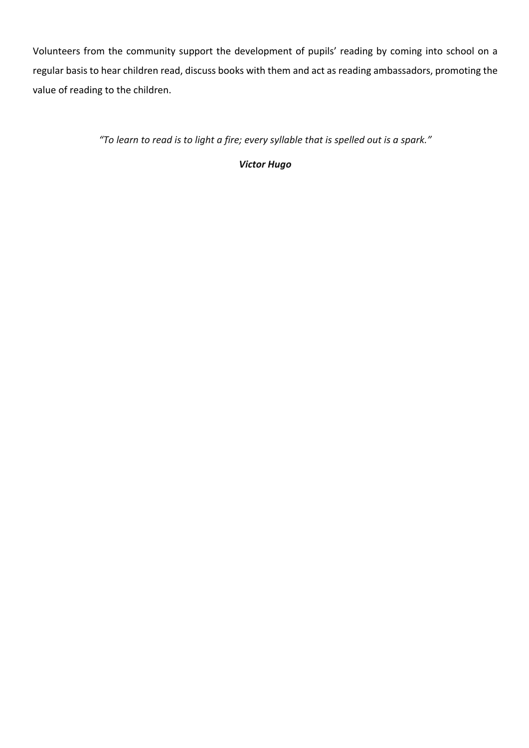Volunteers from the community support the development of pupils' reading by coming into school on a regular basis to hear children read, discuss books with them and act as reading ambassadors, promoting the value of reading to the children.

*"To learn to read is to light a fire; every syllable that is spelled out is a spark."*

***Victor Hugo***